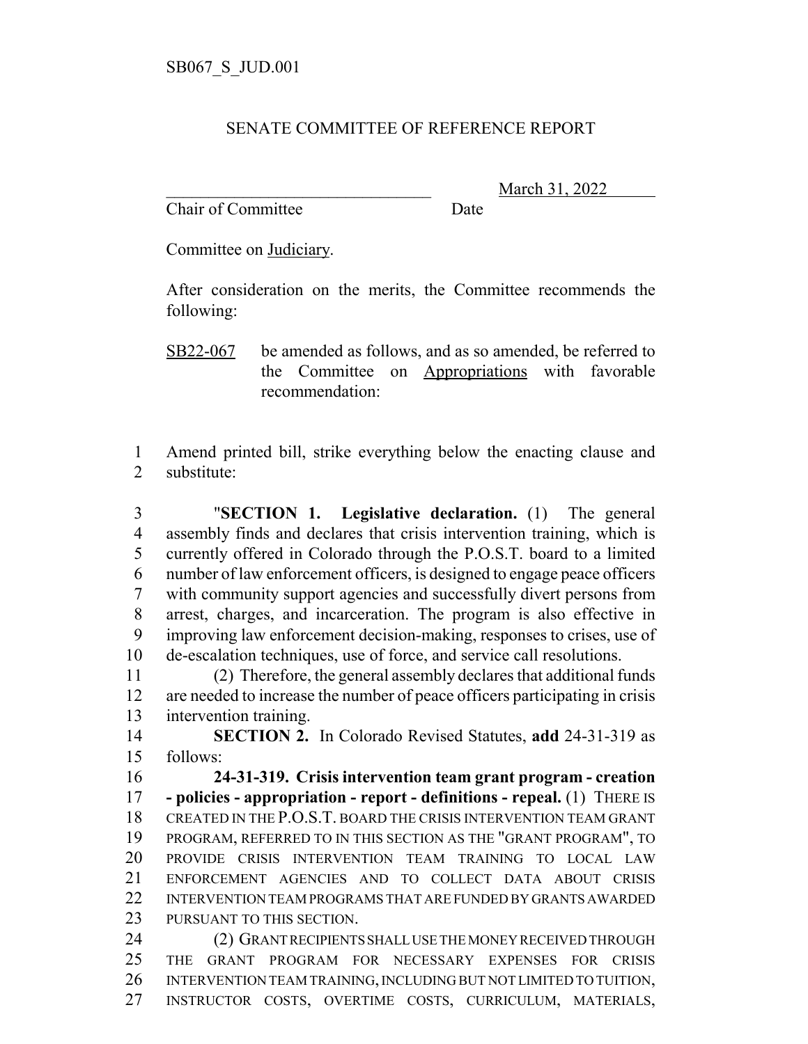SB067_S_JUD.001

SENATE COMMITTEE OF REFERENCE REPORT

_______________________________ March 31, 2022
Chair of Committee Date

Committee on Judiciary.

After consideration on the merits, the Committee recommends the following:

SB22-067 be amended as follows, and as so amended, be referred to the Committee on Appropriations with favorable recommendation:

1 Amend printed bill, strike everything below the enacting clause and
2 substitute:

3 "**SECTION 1. Legislative declaration.** (1) The general
4 assembly finds and declares that crisis intervention training, which is
5 currently offered in Colorado through the P.O.S.T. board to a limited
6 number of law enforcement officers, is designed to engage peace officers
7 with community support agencies and successfully divert persons from
8 arrest, charges, and incarceration. The program is also effective in
9 improving law enforcement decision-making, responses to crises, use of
10 de-escalation techniques, use of force, and service call resolutions.

11 (2) Therefore, the general assembly declares that additional funds
12 are needed to increase the number of peace officers participating in crisis
13 intervention training.

14 **SECTION 2.** In Colorado Revised Statutes, **add** 24-31-319 as
15 follows:

16 **24-31-319. Crisis intervention team grant program - creation**
17 **- policies - appropriation - report - definitions - repeal.** (1) THERE IS
18 CREATED IN THE P.O.S.T. BOARD THE CRISIS INTERVENTION TEAM GRANT
19 PROGRAM, REFERRED TO IN THIS SECTION AS THE "GRANT PROGRAM", TO
20 PROVIDE CRISIS INTERVENTION TEAM TRAINING TO LOCAL LAW
21 ENFORCEMENT AGENCIES AND TO COLLECT DATA ABOUT CRISIS
22 INTERVENTION TEAM PROGRAMS THAT ARE FUNDED BY GRANTS AWARDED
23 PURSUANT TO THIS SECTION.

24 (2) GRANT RECIPIENTS SHALL USE THE MONEY RECEIVED THROUGH
25 THE GRANT PROGRAM FOR NECESSARY EXPENSES FOR CRISIS
26 INTERVENTION TEAM TRAINING, INCLUDING BUT NOT LIMITED TO TUITION,
27 INSTRUCTOR COSTS, OVERTIME COSTS, CURRICULUM, MATERIALS,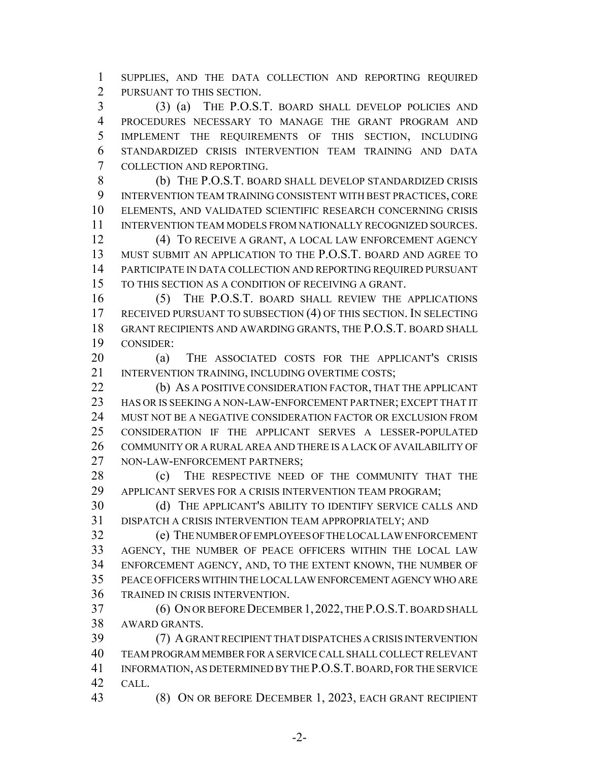SUPPLIES, AND THE DATA COLLECTION AND REPORTING REQUIRED PURSUANT TO THIS SECTION.

(3) (a) THE P.O.S.T. BOARD SHALL DEVELOP POLICIES AND PROCEDURES NECESSARY TO MANAGE THE GRANT PROGRAM AND IMPLEMENT THE REQUIREMENTS OF THIS SECTION, INCLUDING STANDARDIZED CRISIS INTERVENTION TEAM TRAINING AND DATA COLLECTION AND REPORTING.

(b) THE P.O.S.T. BOARD SHALL DEVELOP STANDARDIZED CRISIS INTERVENTION TEAM TRAINING CONSISTENT WITH BEST PRACTICES, CORE ELEMENTS, AND VALIDATED SCIENTIFIC RESEARCH CONCERNING CRISIS INTERVENTION TEAM MODELS FROM NATIONALLY RECOGNIZED SOURCES.

(4) TO RECEIVE A GRANT, A LOCAL LAW ENFORCEMENT AGENCY MUST SUBMIT AN APPLICATION TO THE P.O.S.T. BOARD AND AGREE TO PARTICIPATE IN DATA COLLECTION AND REPORTING REQUIRED PURSUANT TO THIS SECTION AS A CONDITION OF RECEIVING A GRANT.

(5) THE P.O.S.T. BOARD SHALL REVIEW THE APPLICATIONS RECEIVED PURSUANT TO SUBSECTION (4) OF THIS SECTION. IN SELECTING GRANT RECIPIENTS AND AWARDING GRANTS, THE P.O.S.T. BOARD SHALL CONSIDER:

(a) THE ASSOCIATED COSTS FOR THE APPLICANT'S CRISIS INTERVENTION TRAINING, INCLUDING OVERTIME COSTS;

(b) AS A POSITIVE CONSIDERATION FACTOR, THAT THE APPLICANT HAS OR IS SEEKING A NON-LAW-ENFORCEMENT PARTNER; EXCEPT THAT IT MUST NOT BE A NEGATIVE CONSIDERATION FACTOR OR EXCLUSION FROM CONSIDERATION IF THE APPLICANT SERVES A LESSER-POPULATED COMMUNITY OR A RURAL AREA AND THERE IS A LACK OF AVAILABILITY OF NON-LAW-ENFORCEMENT PARTNERS;

(c) THE RESPECTIVE NEED OF THE COMMUNITY THAT THE APPLICANT SERVES FOR A CRISIS INTERVENTION TEAM PROGRAM;

(d) THE APPLICANT'S ABILITY TO IDENTIFY SERVICE CALLS AND DISPATCH A CRISIS INTERVENTION TEAM APPROPRIATELY; AND

(e) THE NUMBER OF EMPLOYEES OF THE LOCAL LAW ENFORCEMENT AGENCY, THE NUMBER OF PEACE OFFICERS WITHIN THE LOCAL LAW ENFORCEMENT AGENCY, AND, TO THE EXTENT KNOWN, THE NUMBER OF PEACE OFFICERS WITHIN THE LOCAL LAW ENFORCEMENT AGENCY WHO ARE TRAINED IN CRISIS INTERVENTION.

(6) ON OR BEFORE DECEMBER 1, 2022, THE P.O.S.T. BOARD SHALL AWARD GRANTS.

(7) A GRANT RECIPIENT THAT DISPATCHES A CRISIS INTERVENTION TEAM PROGRAM MEMBER FOR A SERVICE CALL SHALL COLLECT RELEVANT INFORMATION, AS DETERMINED BY THE P.O.S.T. BOARD, FOR THE SERVICE CALL.

(8) ON OR BEFORE DECEMBER 1, 2023, EACH GRANT RECIPIENT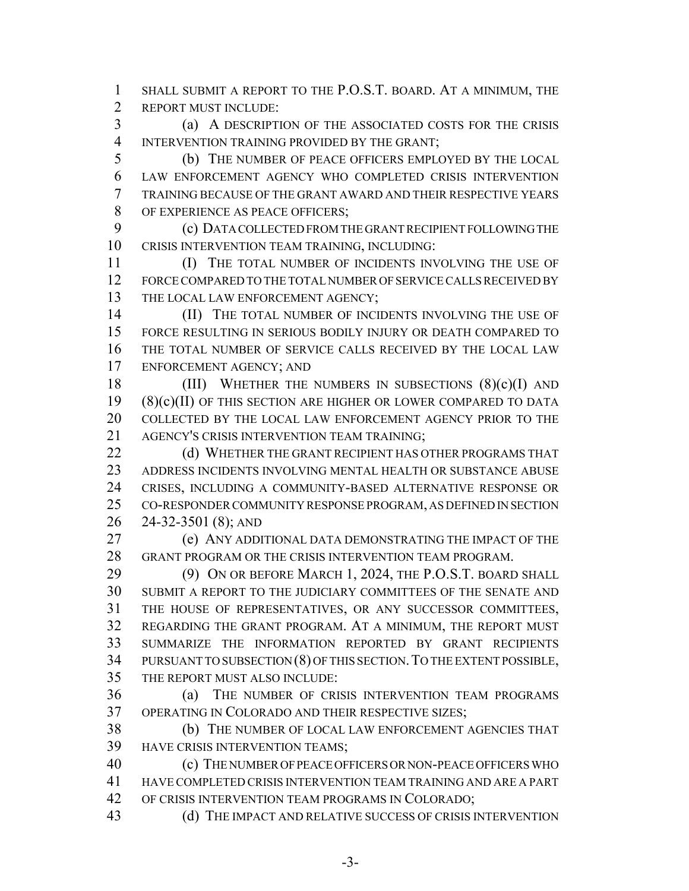SHALL SUBMIT A REPORT TO THE P.O.S.T. BOARD. AT A MINIMUM, THE REPORT MUST INCLUDE:

(a) A DESCRIPTION OF THE ASSOCIATED COSTS FOR THE CRISIS INTERVENTION TRAINING PROVIDED BY THE GRANT;

(b) THE NUMBER OF PEACE OFFICERS EMPLOYED BY THE LOCAL LAW ENFORCEMENT AGENCY WHO COMPLETED CRISIS INTERVENTION TRAINING BECAUSE OF THE GRANT AWARD AND THEIR RESPECTIVE YEARS OF EXPERIENCE AS PEACE OFFICERS;

(c) DATA COLLECTED FROM THE GRANT RECIPIENT FOLLOWING THE CRISIS INTERVENTION TEAM TRAINING, INCLUDING:

(I) THE TOTAL NUMBER OF INCIDENTS INVOLVING THE USE OF FORCE COMPARED TO THE TOTAL NUMBER OF SERVICE CALLS RECEIVED BY THE LOCAL LAW ENFORCEMENT AGENCY;

(II) THE TOTAL NUMBER OF INCIDENTS INVOLVING THE USE OF FORCE RESULTING IN SERIOUS BODILY INJURY OR DEATH COMPARED TO THE TOTAL NUMBER OF SERVICE CALLS RECEIVED BY THE LOCAL LAW ENFORCEMENT AGENCY; AND

(III) WHETHER THE NUMBERS IN SUBSECTIONS (8)(c)(I) AND (8)(c)(II) OF THIS SECTION ARE HIGHER OR LOWER COMPARED TO DATA COLLECTED BY THE LOCAL LAW ENFORCEMENT AGENCY PRIOR TO THE AGENCY'S CRISIS INTERVENTION TEAM TRAINING;

(d) WHETHER THE GRANT RECIPIENT HAS OTHER PROGRAMS THAT ADDRESS INCIDENTS INVOLVING MENTAL HEALTH OR SUBSTANCE ABUSE CRISES, INCLUDING A COMMUNITY-BASED ALTERNATIVE RESPONSE OR CO-RESPONDER COMMUNITY RESPONSE PROGRAM, AS DEFINED IN SECTION 24-32-3501 (8); AND

(e) ANY ADDITIONAL DATA DEMONSTRATING THE IMPACT OF THE GRANT PROGRAM OR THE CRISIS INTERVENTION TEAM PROGRAM.

(9) ON OR BEFORE MARCH 1, 2024, THE P.O.S.T. BOARD SHALL SUBMIT A REPORT TO THE JUDICIARY COMMITTEES OF THE SENATE AND THE HOUSE OF REPRESENTATIVES, OR ANY SUCCESSOR COMMITTEES, REGARDING THE GRANT PROGRAM. AT A MINIMUM, THE REPORT MUST SUMMARIZE THE INFORMATION REPORTED BY GRANT RECIPIENTS PURSUANT TO SUBSECTION (8) OF THIS SECTION. TO THE EXTENT POSSIBLE, THE REPORT MUST ALSO INCLUDE:

(a) THE NUMBER OF CRISIS INTERVENTION TEAM PROGRAMS OPERATING IN COLORADO AND THEIR RESPECTIVE SIZES;

(b) THE NUMBER OF LOCAL LAW ENFORCEMENT AGENCIES THAT HAVE CRISIS INTERVENTION TEAMS;

(c) THE NUMBER OF PEACE OFFICERS OR NON-PEACE OFFICERS WHO HAVE COMPLETED CRISIS INTERVENTION TEAM TRAINING AND ARE A PART OF CRISIS INTERVENTION TEAM PROGRAMS IN COLORADO;

(d) THE IMPACT AND RELATIVE SUCCESS OF CRISIS INTERVENTION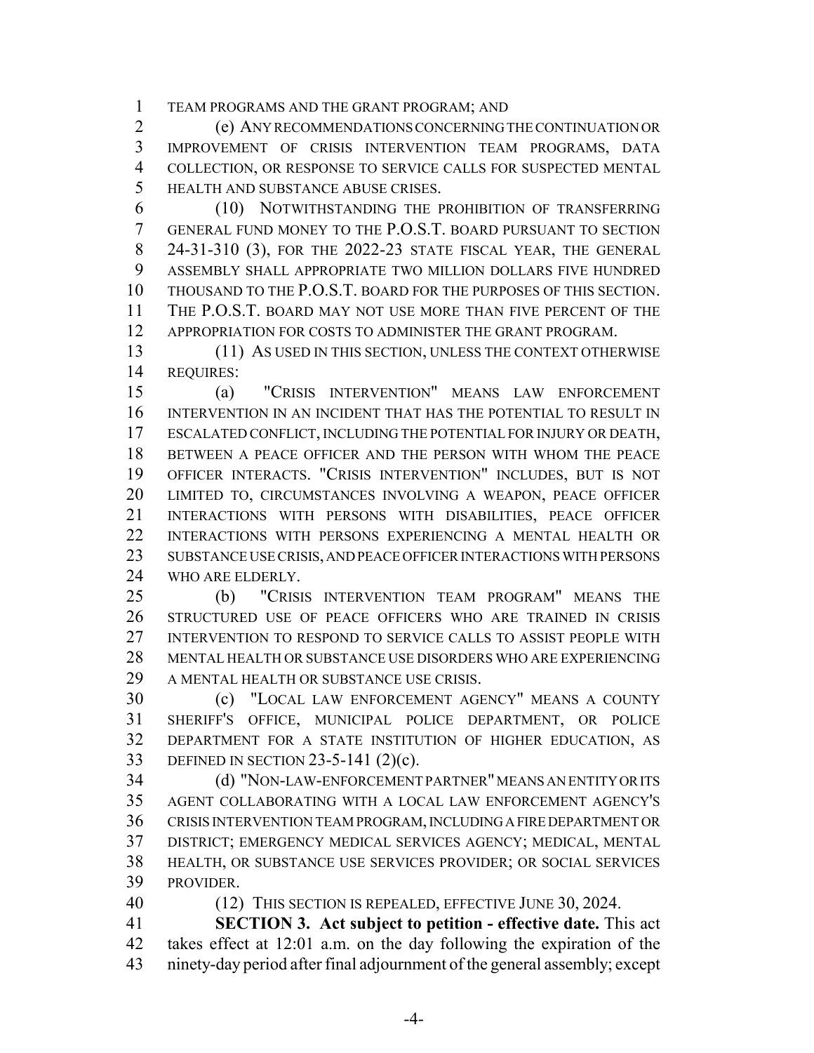TEAM PROGRAMS AND THE GRANT PROGRAM; AND

(e) ANY RECOMMENDATIONS CONCERNING THE CONTINUATION OR IMPROVEMENT OF CRISIS INTERVENTION TEAM PROGRAMS, DATA COLLECTION, OR RESPONSE TO SERVICE CALLS FOR SUSPECTED MENTAL HEALTH AND SUBSTANCE ABUSE CRISES.

(10) NOTWITHSTANDING THE PROHIBITION OF TRANSFERRING GENERAL FUND MONEY TO THE P.O.S.T. BOARD PURSUANT TO SECTION 24-31-310 (3), FOR THE 2022-23 STATE FISCAL YEAR, THE GENERAL ASSEMBLY SHALL APPROPRIATE TWO MILLION DOLLARS FIVE HUNDRED THOUSAND TO THE P.O.S.T. BOARD FOR THE PURPOSES OF THIS SECTION. THE P.O.S.T. BOARD MAY NOT USE MORE THAN FIVE PERCENT OF THE APPROPRIATION FOR COSTS TO ADMINISTER THE GRANT PROGRAM.

(11) AS USED IN THIS SECTION, UNLESS THE CONTEXT OTHERWISE REQUIRES:

(a) "CRISIS INTERVENTION" MEANS LAW ENFORCEMENT INTERVENTION IN AN INCIDENT THAT HAS THE POTENTIAL TO RESULT IN ESCALATED CONFLICT, INCLUDING THE POTENTIAL FOR INJURY OR DEATH, BETWEEN A PEACE OFFICER AND THE PERSON WITH WHOM THE PEACE OFFICER INTERACTS. "CRISIS INTERVENTION" INCLUDES, BUT IS NOT LIMITED TO, CIRCUMSTANCES INVOLVING A WEAPON, PEACE OFFICER INTERACTIONS WITH PERSONS WITH DISABILITIES, PEACE OFFICER INTERACTIONS WITH PERSONS EXPERIENCING A MENTAL HEALTH OR SUBSTANCE USE CRISIS, AND PEACE OFFICER INTERACTIONS WITH PERSONS WHO ARE ELDERLY.

(b) "CRISIS INTERVENTION TEAM PROGRAM" MEANS THE STRUCTURED USE OF PEACE OFFICERS WHO ARE TRAINED IN CRISIS INTERVENTION TO RESPOND TO SERVICE CALLS TO ASSIST PEOPLE WITH MENTAL HEALTH OR SUBSTANCE USE DISORDERS WHO ARE EXPERIENCING A MENTAL HEALTH OR SUBSTANCE USE CRISIS.

(c) "LOCAL LAW ENFORCEMENT AGENCY" MEANS A COUNTY SHERIFF'S OFFICE, MUNICIPAL POLICE DEPARTMENT, OR POLICE DEPARTMENT FOR A STATE INSTITUTION OF HIGHER EDUCATION, AS DEFINED IN SECTION 23-5-141 (2)(c).

(d) "NON-LAW-ENFORCEMENT PARTNER" MEANS AN ENTITY OR ITS AGENT COLLABORATING WITH A LOCAL LAW ENFORCEMENT AGENCY'S CRISIS INTERVENTION TEAM PROGRAM, INCLUDING A FIRE DEPARTMENT OR DISTRICT; EMERGENCY MEDICAL SERVICES AGENCY; MEDICAL, MENTAL HEALTH, OR SUBSTANCE USE SERVICES PROVIDER; OR SOCIAL SERVICES PROVIDER.

(12) THIS SECTION IS REPEALED, EFFECTIVE JUNE 30, 2024.

**SECTION 3. Act subject to petition - effective date.** This act takes effect at 12:01 a.m. on the day following the expiration of the ninety-day period after final adjournment of the general assembly; except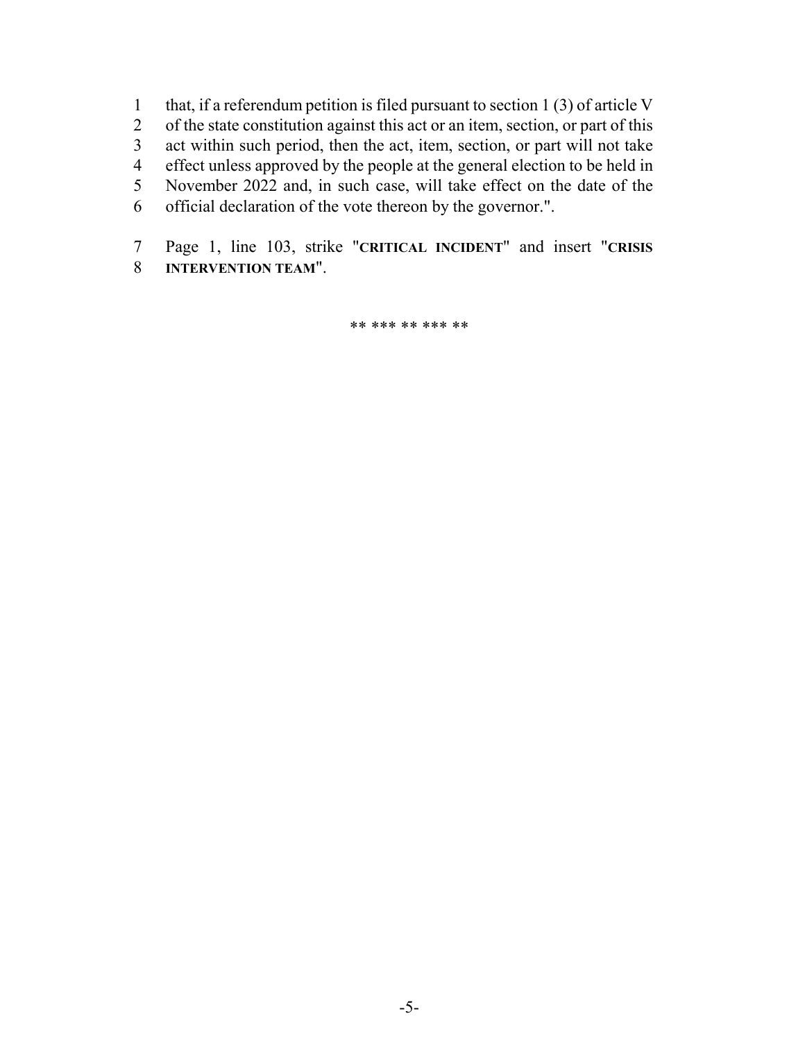that, if a referendum petition is filed pursuant to section 1 (3) of article V of the state constitution against this act or an item, section, or part of this act within such period, then the act, item, section, or part will not take effect unless approved by the people at the general election to be held in November 2022 and, in such case, will take effect on the date of the official declaration of the vote thereon by the governor.".

Page 1, line 103, strike "**CRITICAL INCIDENT**" and insert "**CRISIS INTERVENTION TEAM**".

** *** ** *** **